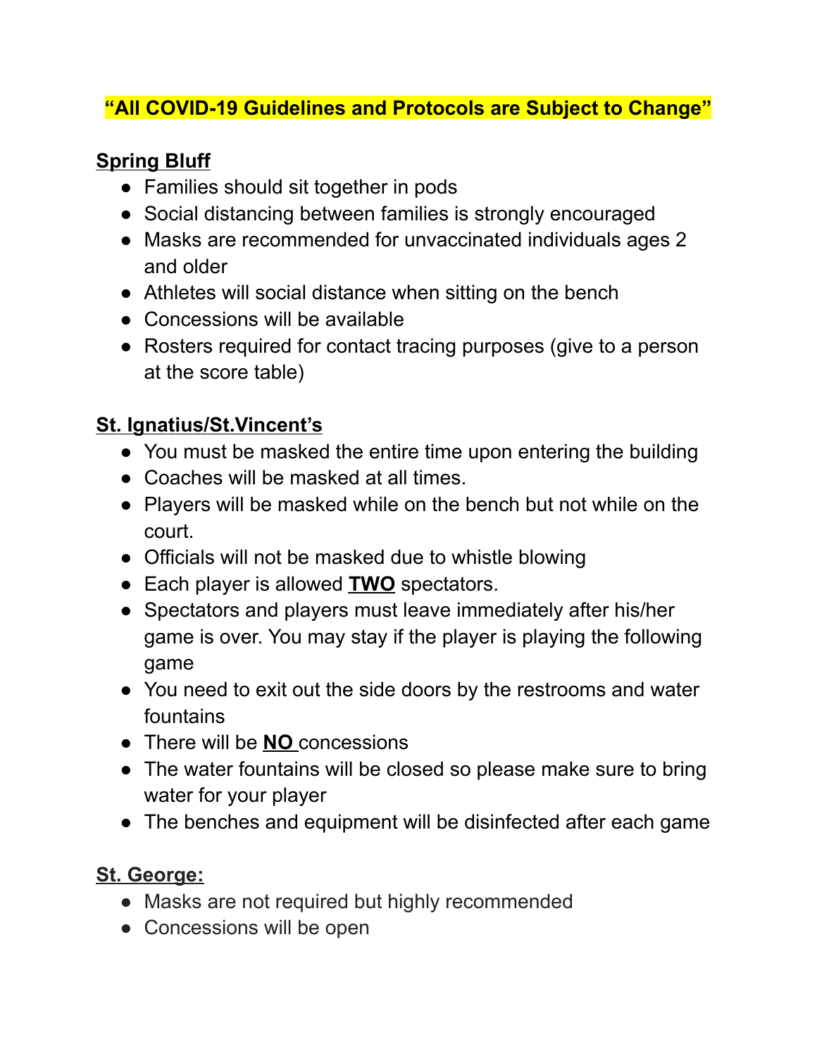**"All COVID-19 Guidelines and Protocols are Subject to Change"**

## Spring Bluff

- Families should sit together in pods
- Social distancing between families is strongly encouraged
- Masks are recommended for unvaccinated individuals ages 2 and older
- Athletes will social distance when sitting on the bench
- Concessions will be available
- Rosters required for contact tracing purposes (give to a person at the score table)

## St. Ignatius/St.Vincent's

- You must be masked the entire time upon entering the building
- Coaches will be masked at all times.
- Players will be masked while on the bench but not while on the court.
- Officials will not be masked due to whistle blowing
- Each player is allowed **TWO** spectators.
- Spectators and players must leave immediately after his/her game is over. You may stay if the player is playing the following game
- You need to exit out the side doors by the restrooms and water fountains
- There will be **NO** concessions
- The water fountains will be closed so please make sure to bring water for your player
- The benches and equipment will be disinfected after each game

## St. George:

- Masks are not required but highly recommended
- Concessions will be open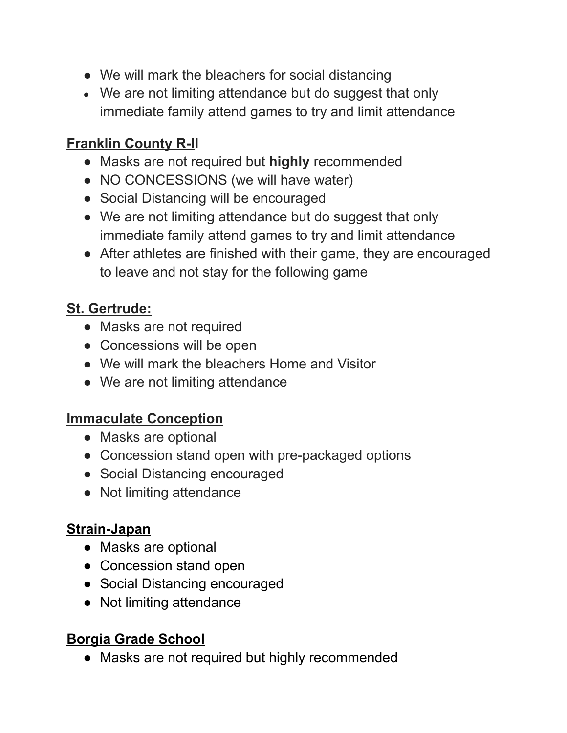- We will mark the bleachers for social distancing
- We are not limiting attendance but do suggest that only immediate family attend games to try and limit attendance

**Franklin County R-II**

- Masks are not required but **highly** recommended
- NO CONCESSIONS (we will have water)
- Social Distancing will be encouraged
- We are not limiting attendance but do suggest that only immediate family attend games to try and limit attendance
- After athletes are finished with their game, they are encouraged to leave and not stay for the following game

**St. Gertrude:**

- Masks are not required
- Concessions will be open
- We will mark the bleachers Home and Visitor
- We are not limiting attendance

**Immaculate Conception**

- Masks are optional
- Concession stand open with pre-packaged options
- Social Distancing encouraged
- Not limiting attendance

**Strain-Japan**

- Masks are optional
- Concession stand open
- Social Distancing encouraged
- Not limiting attendance

**Borgia Grade School**

- Masks are not required but highly recommended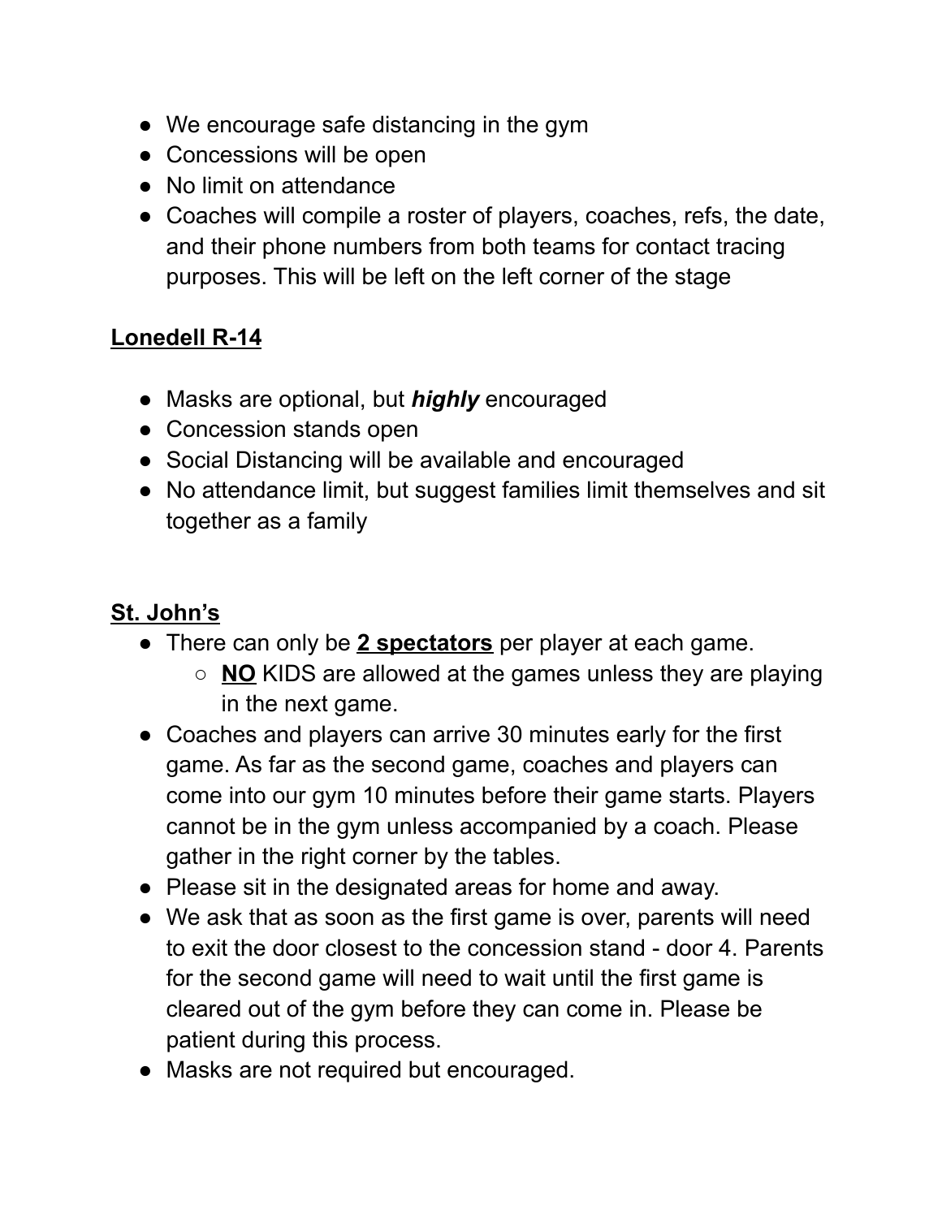- We encourage safe distancing in the gym
- Concessions will be open
- No limit on attendance
- Coaches will compile a roster of players, coaches, refs, the date, and their phone numbers from both teams for contact tracing purposes. This will be left on the left corner of the stage

## <u>Lonedell R-14</u>

- Masks are optional, but ***highly*** encouraged
- Concession stands open
- Social Distancing will be available and encouraged
- No attendance limit, but suggest families limit themselves and sit together as a family

## <u>St. John's</u>

- There can only be **<u>2 spectators</u>** per player at each game.
    - **<u>NO</u>** KIDS are allowed at the games unless they are playing in the next game.
- Coaches and players can arrive 30 minutes early for the first game. As far as the second game, coaches and players can come into our gym 10 minutes before their game starts. Players cannot be in the gym unless accompanied by a coach. Please gather in the right corner by the tables.
- Please sit in the designated areas for home and away.
- We ask that as soon as the first game is over, parents will need to exit the door closest to the concession stand - door 4. Parents for the second game will need to wait until the first game is cleared out of the gym before they can come in. Please be patient during this process.
- Masks are not required but encouraged.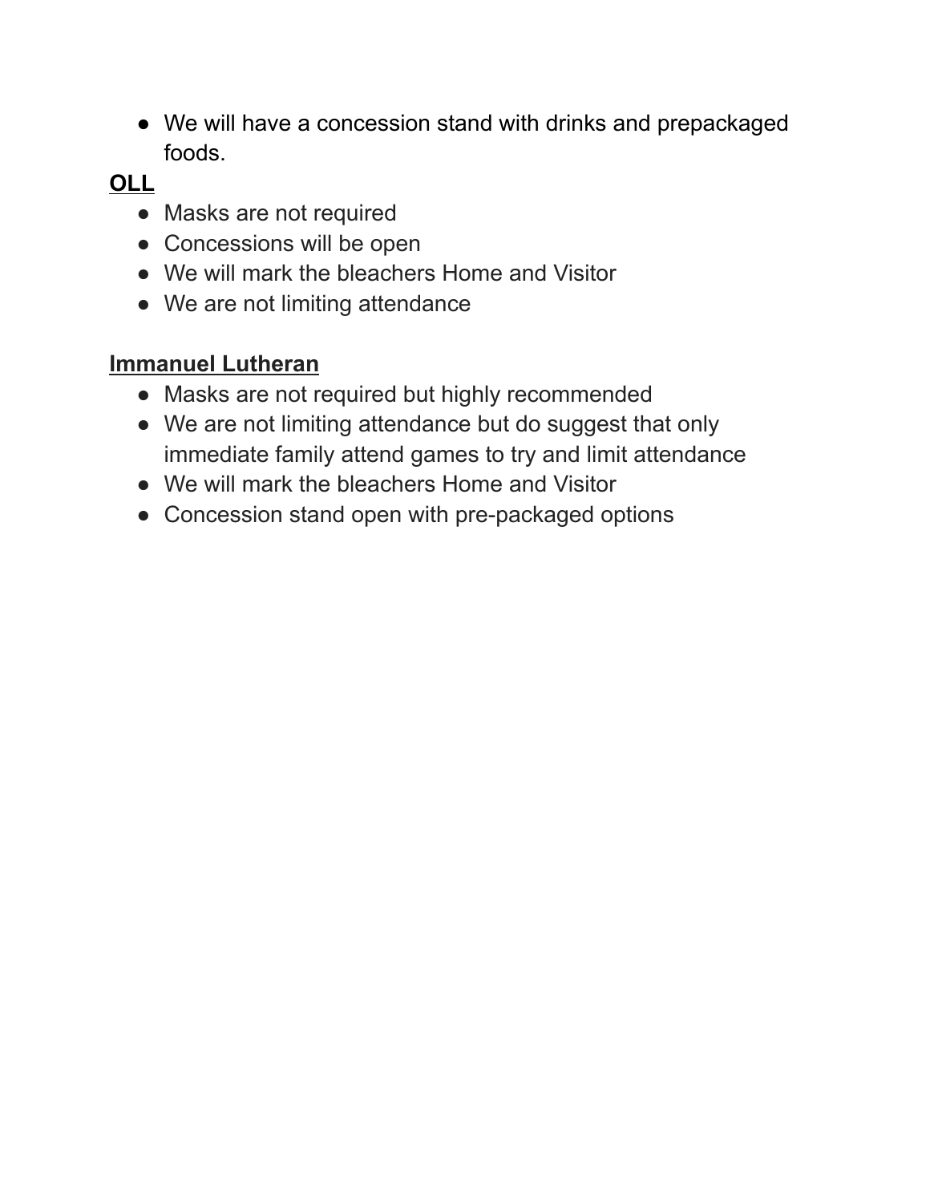- We will have a concession stand with drinks and prepackaged foods.

**OLL**

- Masks are not required
- Concessions will be open
- We will mark the bleachers Home and Visitor
- We are not limiting attendance

**Immanuel Lutheran**

- Masks are not required but highly recommended
- We are not limiting attendance but do suggest that only immediate family attend games to try and limit attendance
- We will mark the bleachers Home and Visitor
- Concession stand open with pre-packaged options